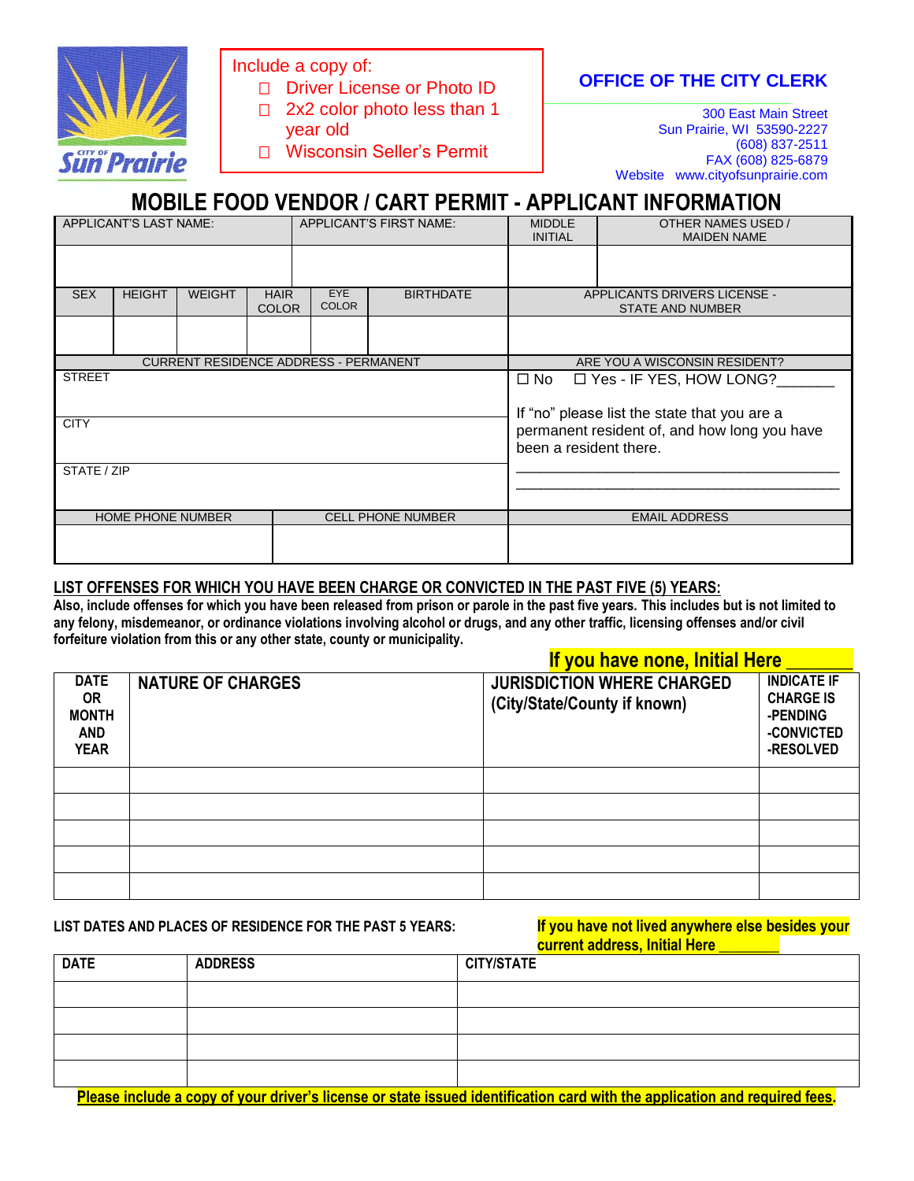Include a copy of:

- ☐ Driver License or Photo ID
- ☐ 2x2 color photo less than 1 year old
- ☐ Wisconsin Seller's Permit

**OFFICE OF THE CITY CLERK**

300 East Main Street
Sun Prairie, WI 53590-2227
(608) 837-2511
FAX (608) 825-6879
Website www.cityofsunprairie.com

# MOBILE FOOD VENDOR / CART PERMIT - APPLICANT INFORMATION

| APPLICANT'S LAST NAME: | APPLICANT'S FIRST NAME: | MIDDLE INITIAL | OTHER NAMES USED / MAIDEN NAME |
|---|---|---|---|
| | | | |

| SEX | HEIGHT | WEIGHT | HAIR COLOR | EYE COLOR | BIRTHDATE | APPLICANTS DRIVERS LICENSE - STATE AND NUMBER |
|---|---|---|---|---|---|---|
| | | | | | | |

| CURRENT RESIDENCE ADDRESS - PERMANENT | ARE YOU A WISCONSIN RESIDENT? |
|---|---|
| STREET | ☐ No ☐ Yes - IF YES, HOW LONG?_______ |
| CITY | If "no" please list the state that you are a permanent resident of, and how long you have been a resident there. |
| STATE / ZIP | _______________________________________ |

| HOME PHONE NUMBER | CELL PHONE NUMBER | EMAIL ADDRESS |
|---|---|---|
| | | |

**LIST OFFENSES FOR WHICH YOU HAVE BEEN CHARGE OR CONVICTED IN THE PAST FIVE (5) YEARS:**
**Also, include offenses for which you have been released from prison or parole in the past five years. This includes but is not limited to any felony, misdemeanor, or ordinance violations involving alcohol or drugs, and any other traffic, licensing offenses and/or civil forfeiture violation from this or any other state, county or municipality.**

**If you have none, Initial Here _______**

| DATE OR MONTH AND YEAR | NATURE OF CHARGES | JURISDICTION WHERE CHARGED (City/State/County if known) | INDICATE IF CHARGE IS -PENDING -CONVICTED -RESOLVED |
|---|---|---|---|
| | | | |
| | | | |
| | | | |
| | | | |
| | | | |

**LIST DATES AND PLACES OF RESIDENCE FOR THE PAST 5 YEARS:**

**If you have not lived anywhere else besides your current address, Initial Here _______**

| DATE | ADDRESS | CITY/STATE |
|---|---|---|
| | | |
| | | |
| | | |
| | | |

**Please include a copy of your driver's license or state issued identification card with the application and required fees.**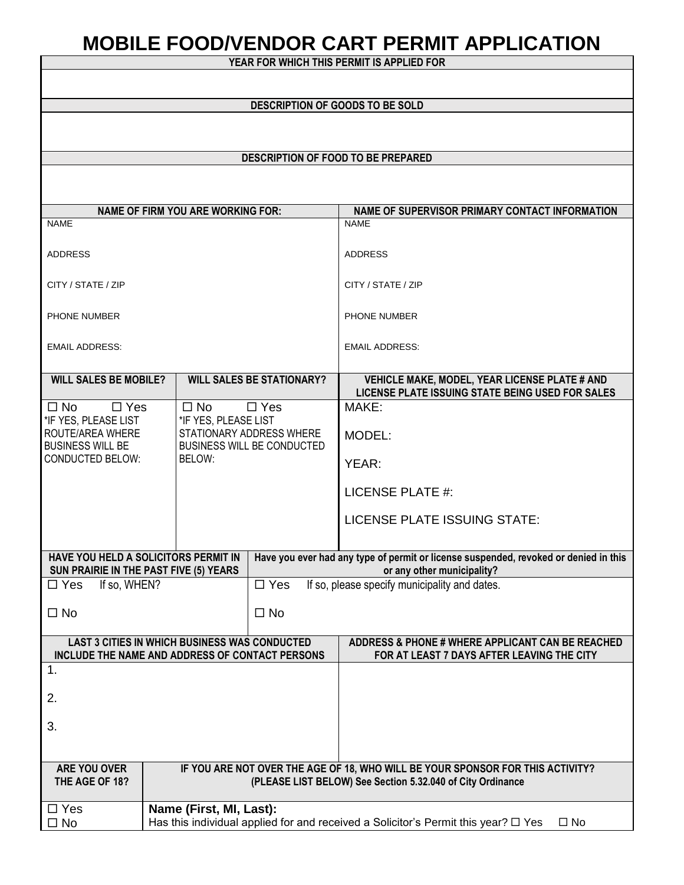# MOBILE FOOD/VENDOR CART PERMIT APPLICATION

| YEAR FOR WHICH THIS PERMIT IS APPLIED FOR |
|---|
| |

| DESCRIPTION OF GOODS TO BE SOLD |
|---|
| |

| DESCRIPTION OF FOOD TO BE PREPARED |
|---|
| |

| NAME OF FIRM YOU ARE WORKING FOR: | NAME OF SUPERVISOR PRIMARY CONTACT INFORMATION |
|---|---|
| NAME | NAME |
| ADDRESS | ADDRESS |
| CITY / STATE / ZIP | CITY / STATE / ZIP |
| PHONE NUMBER | PHONE NUMBER |
| EMAIL ADDRESS: | EMAIL ADDRESS: |

| WILL SALES BE MOBILE? | WILL SALES BE STATIONARY? | VEHICLE MAKE, MODEL, YEAR LICENSE PLATE # AND LICENSE PLATE ISSUING STATE BEING USED FOR SALES |
|---|---|---|
| ☐ No ☐ Yes<br>*IF YES, PLEASE LIST ROUTE/AREA WHERE BUSINESS WILL BE CONDUCTED BELOW: | ☐ No ☐ Yes<br>*IF YES, PLEASE LIST STATIONARY ADDRESS WHERE BUSINESS WILL BE CONDUCTED BELOW: | MAKE:<br>MODEL:<br>YEAR:<br>LICENSE PLATE #:<br>LICENSE PLATE ISSUING STATE: |

| HAVE YOU HELD A SOLICITORS PERMIT IN SUN PRAIRIE IN THE PAST FIVE (5) YEARS | Have you ever had any type of permit or license suspended, revoked or denied in this or any other municipality? |
|---|---|
| ☐ Yes If so, WHEN?<br>☐ No | ☐ Yes If so, please specify municipality and dates.<br>☐ No |

| LAST 3 CITIES IN WHICH BUSINESS WAS CONDUCTED INCLUDE THE NAME AND ADDRESS OF CONTACT PERSONS | ADDRESS & PHONE # WHERE APPLICANT CAN BE REACHED FOR AT LEAST 7 DAYS AFTER LEAVING THE CITY |
|---|---|
| 1.<br>2.<br>3. | |

| ARE YOU OVER THE AGE OF 18? | IF YOU ARE NOT OVER THE AGE OF 18, WHO WILL BE YOUR SPONSOR FOR THIS ACTIVITY? (PLEASE LIST BELOW) See Section 5.32.040 of City Ordinance |
|---|---|
| ☐ Yes<br>☐ No | **Name (First, MI, Last):**<br>Has this individual applied for and received a Solicitor's Permit this year? ☐ Yes ☐ No |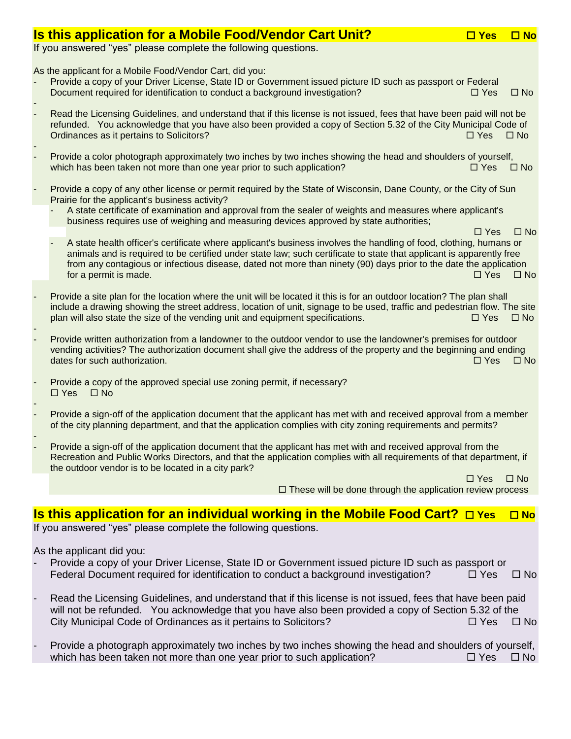## **Is this application for a Mobile Food/Vendor Cart Unit?** ☐ Yes ☐ No

If you answered "yes" please complete the following questions.

As the applicant for a Mobile Food/Vendor Cart, did you:

- Provide a copy of your Driver License, State ID or Government issued picture ID such as passport or Federal Document required for identification to conduct a background investigation? ☐ Yes ☐ No
- Read the Licensing Guidelines, and understand that if this license is not issued, fees that have been paid will not be refunded. You acknowledge that you have also been provided a copy of Section 5.32 of the City Municipal Code of Ordinances as it pertains to Solicitors? ☐ Yes ☐ No
- Provide a color photograph approximately two inches by two inches showing the head and shoulders of yourself, which has been taken not more than one year prior to such application? ☐ Yes ☐ No
- Provide a copy of any other license or permit required by the State of Wisconsin, Dane County, or the City of Sun Prairie for the applicant's business activity?
  - A state certificate of examination and approval from the sealer of weights and measures where applicant's business requires use of weighing and measuring devices approved by state authorities; ☐ Yes ☐ No
  - A state health officer's certificate where applicant's business involves the handling of food, clothing, humans or animals and is required to be certified under state law; such certificate to state that applicant is apparently free from any contagious or infectious disease, dated not more than ninety (90) days prior to the date the application for a permit is made. ☐ Yes ☐ No
- Provide a site plan for the location where the unit will be located it this is for an outdoor location? The plan shall include a drawing showing the street address, location of unit, signage to be used, traffic and pedestrian flow. The site plan will also state the size of the vending unit and equipment specifications. ☐ Yes ☐ No
- Provide written authorization from a landowner to the outdoor vendor to use the landowner's premises for outdoor vending activities? The authorization document shall give the address of the property and the beginning and ending dates for such authorization. ☐ Yes ☐ No
- Provide a copy of the approved special use zoning permit, if necessary? ☐ Yes ☐ No
- Provide a sign-off of the application document that the applicant has met with and received approval from a member of the city planning department, and that the application complies with city zoning requirements and permits?
- Provide a sign-off of the application document that the applicant has met with and received approval from the Recreation and Public Works Directors, and that the application complies with all requirements of that department, if the outdoor vendor is to be located in a city park?

☐ Yes ☐ No

☐ These will be done through the application review process

## **Is this application for an individual working in the Mobile Food Cart?** ☐ Yes ☐ No

If you answered "yes" please complete the following questions.

As the applicant did you:

- Provide a copy of your Driver License, State ID or Government issued picture ID such as passport or Federal Document required for identification to conduct a background investigation? ☐ Yes ☐ No
- Read the Licensing Guidelines, and understand that if this license is not issued, fees that have been paid will not be refunded. You acknowledge that you have also been provided a copy of Section 5.32 of the City Municipal Code of Ordinances as it pertains to Solicitors? ☐ Yes ☐ No
- Provide a photograph approximately two inches by two inches showing the head and shoulders of yourself, which has been taken not more than one year prior to such application? ☐ Yes ☐ No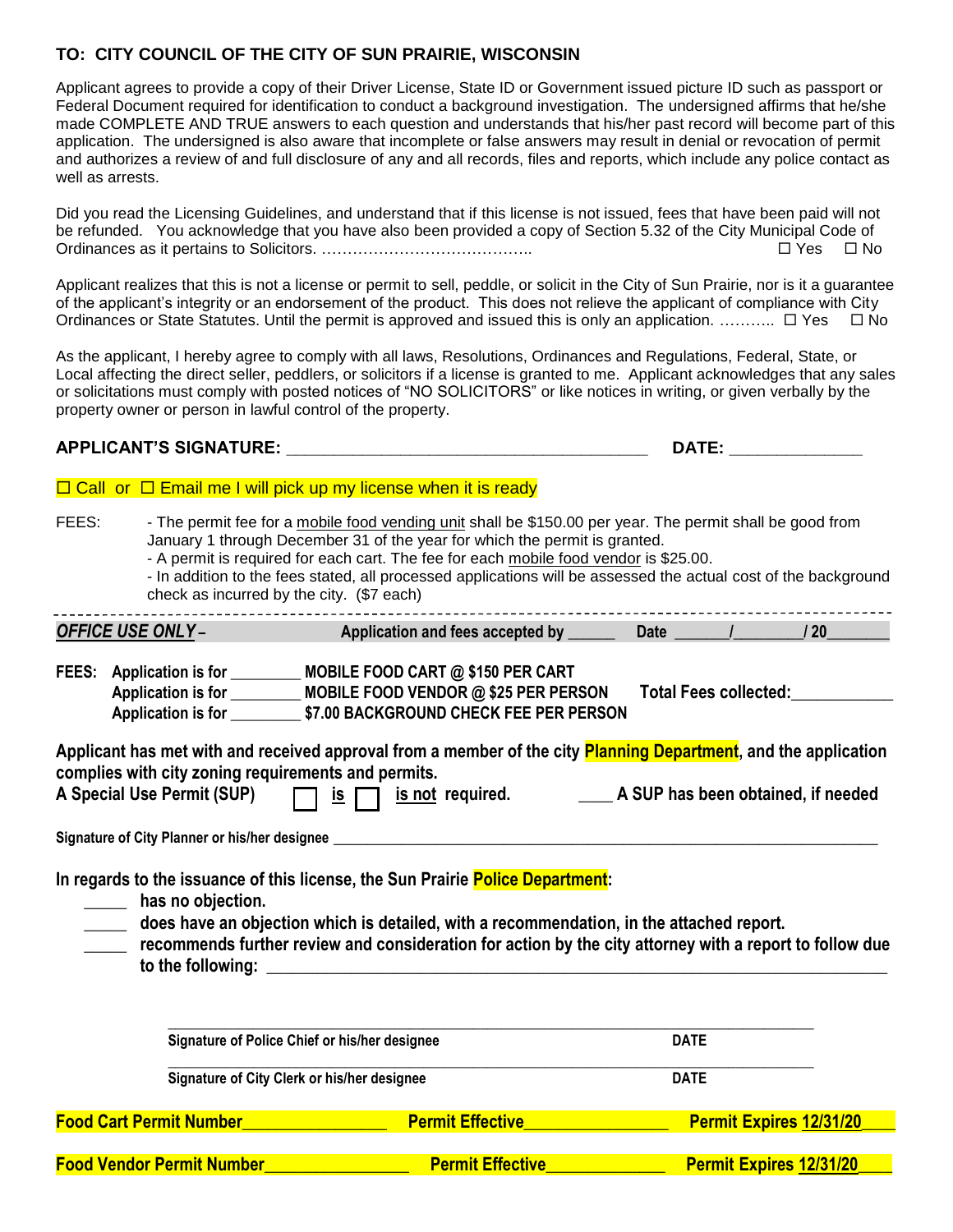**TO: CITY COUNCIL OF THE CITY OF SUN PRAIRIE, WISCONSIN**

Applicant agrees to provide a copy of their Driver License, State ID or Government issued picture ID such as passport or Federal Document required for identification to conduct a background investigation. The undersigned affirms that he/she made COMPLETE AND TRUE answers to each question and understands that his/her past record will become part of this application. The undersigned is also aware that incomplete or false answers may result in denial or revocation of permit and authorizes a review of and full disclosure of any and all records, files and reports, which include any police contact as well as arrests.

Did you read the Licensing Guidelines, and understand that if this license is not issued, fees that have been paid will not be refunded. You acknowledge that you have also been provided a copy of Section 5.32 of the City Municipal Code of Ordinances as it pertains to Solicitors. ………………………………….. ☐ Yes ☐ No

Applicant realizes that this is not a license or permit to sell, peddle, or solicit in the City of Sun Prairie, nor is it a guarantee of the applicant's integrity or an endorsement of the product. This does not relieve the applicant of compliance with City Ordinances or State Statutes. Until the permit is approved and issued this is only an application. ……….. ☐ Yes ☐ No

As the applicant, I hereby agree to comply with all laws, Resolutions, Ordinances and Regulations, Federal, State, or Local affecting the direct seller, peddlers, or solicitors if a license is granted to me. Applicant acknowledges that any sales or solicitations must comply with posted notices of "NO SOLICITORS" or like notices in writing, or given verbally by the property owner or person in lawful control of the property.

**APPLICANT'S SIGNATURE:** ______________________________________ **DATE:** ______________

☐ Call or ☐ Email me I will pick up my license when it is ready

FEES:
- The permit fee for a mobile food vending unit shall be $150.00 per year. The permit shall be good from January 1 through December 31 of the year for which the permit is granted.
- A permit is required for each cart. The fee for each mobile food vendor is $25.00.
- In addition to the fees stated, all processed applications will be assessed the actual cost of the background check as incurred by the city. ($7 each)

---

***OFFICE USE ONLY* –** **Application and fees accepted by** ______ **Date** ______/________/ 20_______

**FEES: Application is for** ________ **MOBILE FOOD CART @ $150 PER CART**
**Application is for** ________ **MOBILE FOOD VENDOR @ $25 PER PERSON** **Total Fees collected:**___________
**Application is for** ________ **$7.00 BACKGROUND CHECK FEE PER PERSON**

**Applicant has met with and received approval from a member of the city Planning Department, and the application complies with city zoning requirements and permits.**
**A Special Use Permit (SUP)** ☐ **is** ☐ **is not required.** ____ **A SUP has been obtained, if needed**

**Signature of City Planner or his/her designee** ______________________________________________

**In regards to the issuance of this license, the Sun Prairie Police Department:**

_____ **has no objection.**
_____ **does have an objection which is detailed, with a recommendation, in the attached report.**
_____ **recommends further review and consideration for action by the city attorney with a report to follow due to the following:** ______________________________________________

______________________________________________
**Signature of Police Chief or his/her designee** **DATE**

______________________________________________
**Signature of City Clerk or his/her designee** **DATE**

**Food Cart Permit Number**_______________ **Permit Effective**_______________ **Permit Expires 12/31/20**____

**Food Vendor Permit Number**_______________ **Permit Effective**_____________ **Permit Expires 12/31/20**____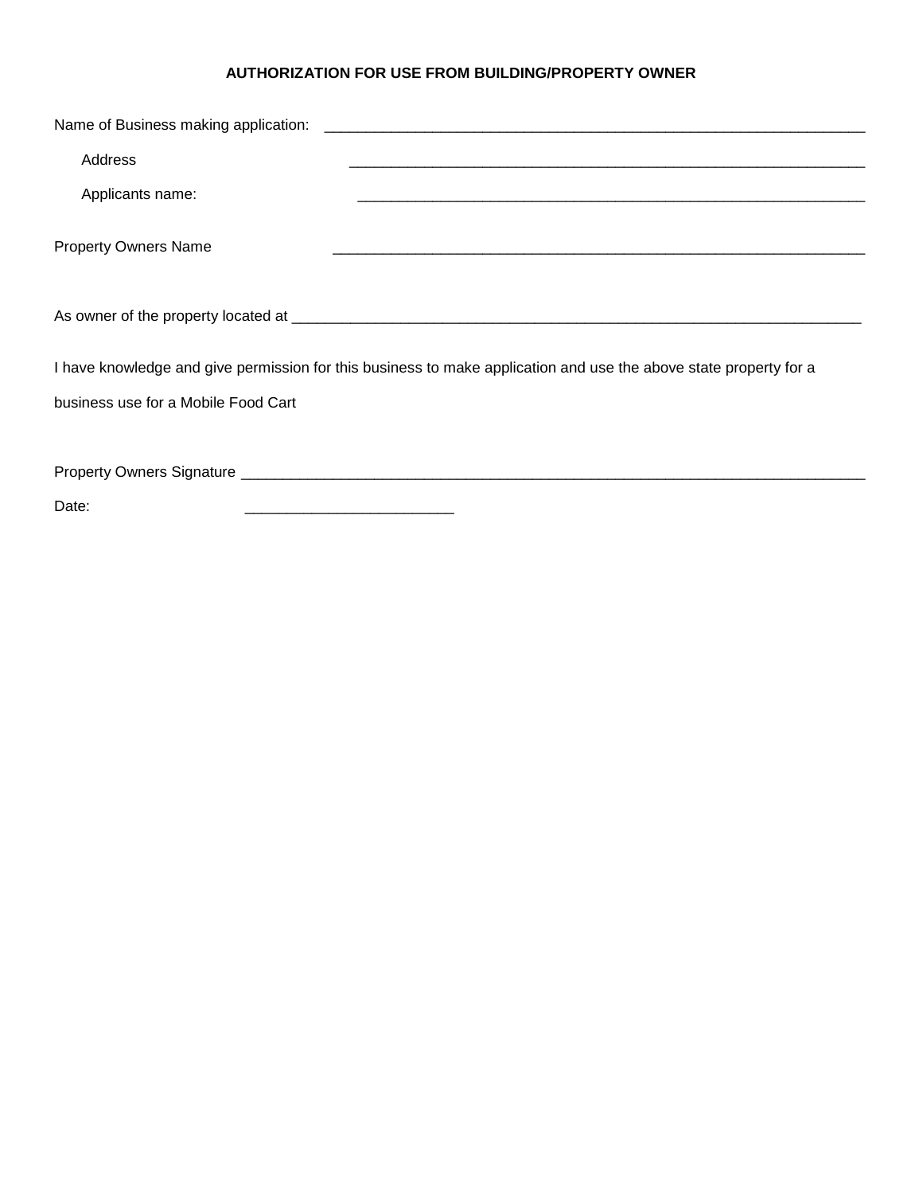## AUTHORIZATION FOR USE FROM BUILDING/PROPERTY OWNER

Name of Business making application: ____________________________________________________________

Address ____________________________________________________________

Applicants name: ____________________________________________________________

Property Owners Name ____________________________________________________________

As owner of the property located at ____________________________________________________________

I have knowledge and give permission for this business to make application and use the above state property for a business use for a Mobile Food Cart

Property Owners Signature ____________________________________________________________

Date: ________________________